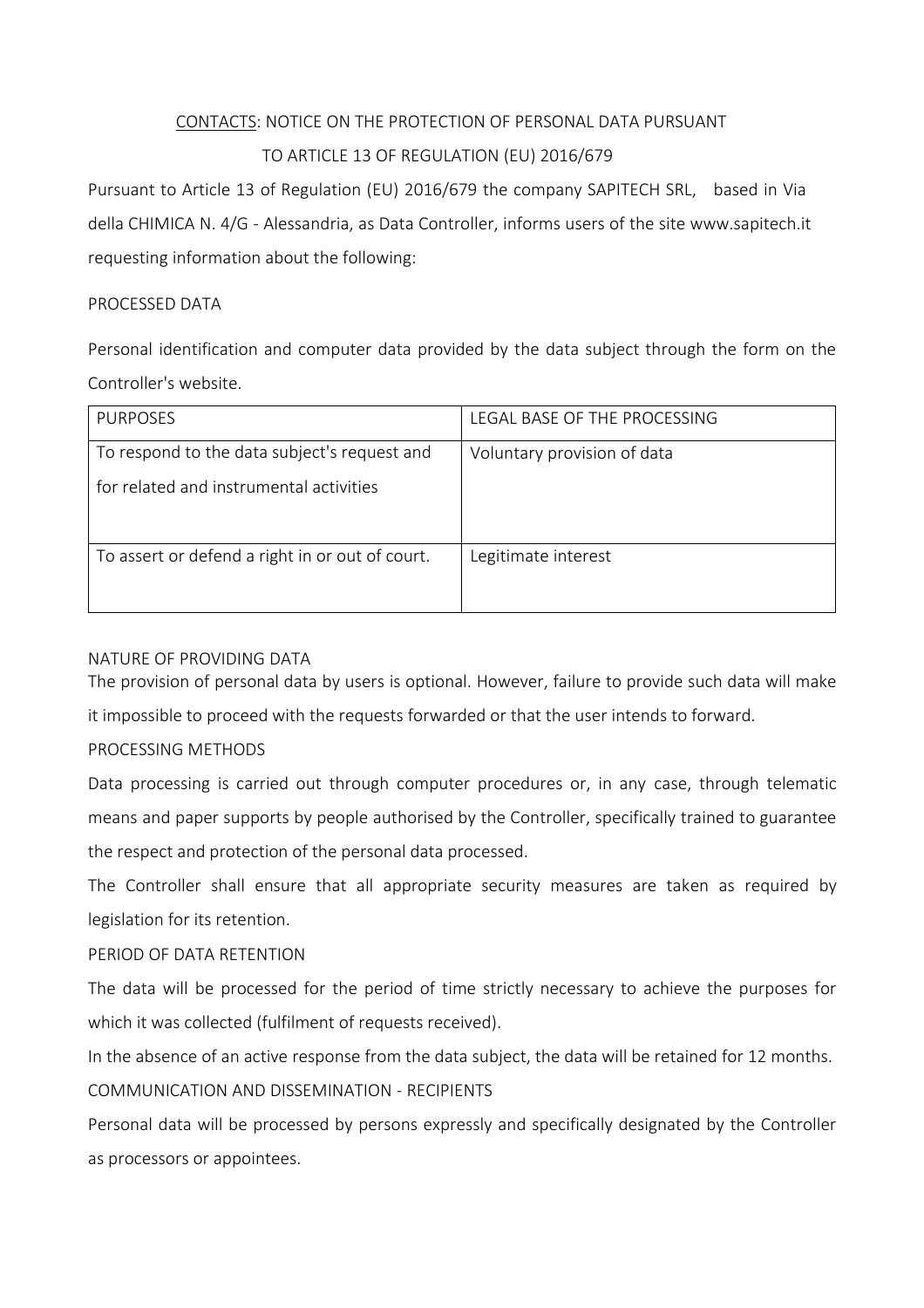# CONTACTS: NOTICE ON THE PROTECTION OF PERSONAL DATA PURSUANT TO ARTICLE 13 OF REGULATION (EU) 2016/679

Pursuant to Article 13 of Regulation (EU) 2016/679 the company SAPITECH SRL, based in Via della CHIMICA N. 4/G - Alessandria, as Data Controller, informs users of the site www.sapitech.it requesting information about the following:

## PROCESSED DATA

Personal identification and computer data provided by the data subject through the form on the Controller's website.

| PURPOSES | LEGAL BASE OF THE PROCESSING |
|---|---|
| To respond to the data subject's request and for related and instrumental activities | Voluntary provision of data |
| To assert or defend a right in or out of court. | Legitimate interest |

## NATURE OF PROVIDING DATA

The provision of personal data by users is optional. However, failure to provide such data will make it impossible to proceed with the requests forwarded or that the user intends to forward.

## PROCESSING METHODS

Data processing is carried out through computer procedures or, in any case, through telematic means and paper supports by people authorised by the Controller, specifically trained to guarantee the respect and protection of the personal data processed.

The Controller shall ensure that all appropriate security measures are taken as required by legislation for its retention.

## PERIOD OF DATA RETENTION

The data will be processed for the period of time strictly necessary to achieve the purposes for which it was collected (fulfilment of requests received).

In the absence of an active response from the data subject, the data will be retained for 12 months.

## COMMUNICATION AND DISSEMINATION - RECIPIENTS

Personal data will be processed by persons expressly and specifically designated by the Controller as processors or appointees.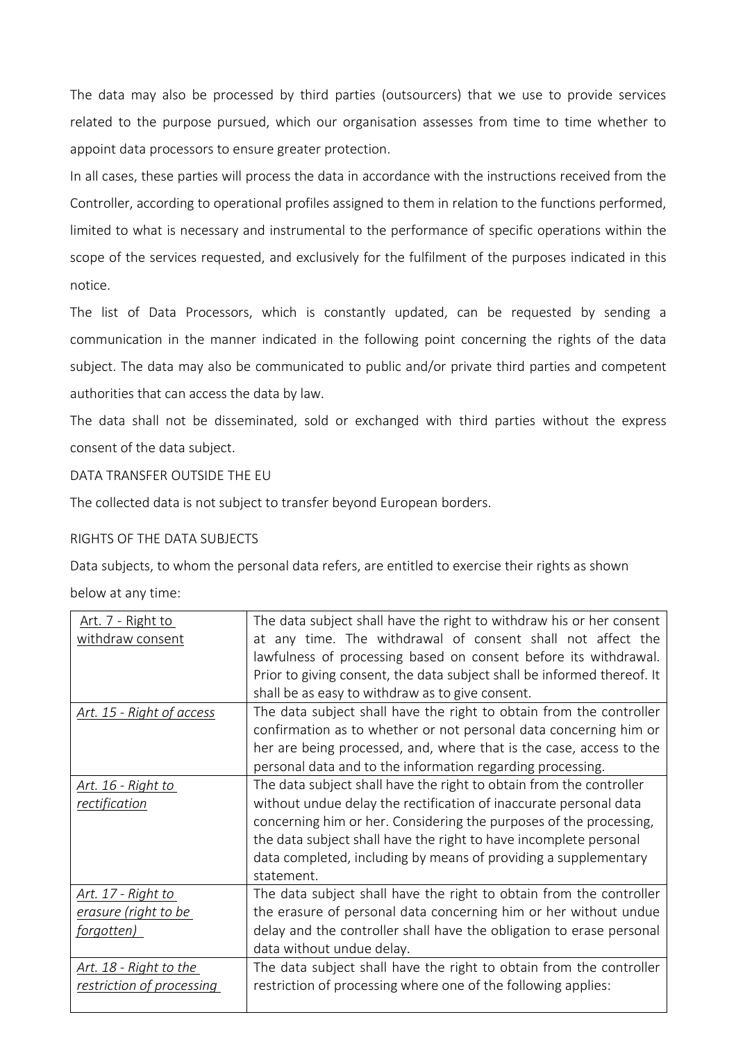The data may also be processed by third parties (outsourcers) that we use to provide services related to the purpose pursued, which our organisation assesses from time to time whether to appoint data processors to ensure greater protection.

In all cases, these parties will process the data in accordance with the instructions received from the Controller, according to operational profiles assigned to them in relation to the functions performed, limited to what is necessary and instrumental to the performance of specific operations within the scope of the services requested, and exclusively for the fulfilment of the purposes indicated in this notice.

The list of Data Processors, which is constantly updated, can be requested by sending a communication in the manner indicated in the following point concerning the rights of the data subject. The data may also be communicated to public and/or private third parties and competent authorities that can access the data by law.

The data shall not be disseminated, sold or exchanged with third parties without the express consent of the data subject.

DATA TRANSFER OUTSIDE THE EU

The collected data is not subject to transfer beyond European borders.

RIGHTS OF THE DATA SUBJECTS

Data subjects, to whom the personal data refers, are entitled to exercise their rights as shown below at any time:

| Art. 7 - Right to withdraw consent | The data subject shall have the right to withdraw his or her consent at any time. The withdrawal of consent shall not affect the lawfulness of processing based on consent before its withdrawal. Prior to giving consent, the data subject shall be informed thereof. It shall be as easy to withdraw as to give consent. |
|---|---|
| *Art. 15 - Right of access* | The data subject shall have the right to obtain from the controller confirmation as to whether or not personal data concerning him or her are being processed, and, where that is the case, access to the personal data and to the information regarding processing. |
| *Art. 16 - Right to rectification* | The data subject shall have the right to obtain from the controller without undue delay the rectification of inaccurate personal data concerning him or her. Considering the purposes of the processing, the data subject shall have the right to have incomplete personal data completed, including by means of providing a supplementary statement. |
| *Art. 17 - Right to erasure (right to be forgotten)* | The data subject shall have the right to obtain from the controller the erasure of personal data concerning him or her without undue delay and the controller shall have the obligation to erase personal data without undue delay. |
| *Art. 18 - Right to the restriction of processing* | The data subject shall have the right to obtain from the controller restriction of processing where one of the following applies: |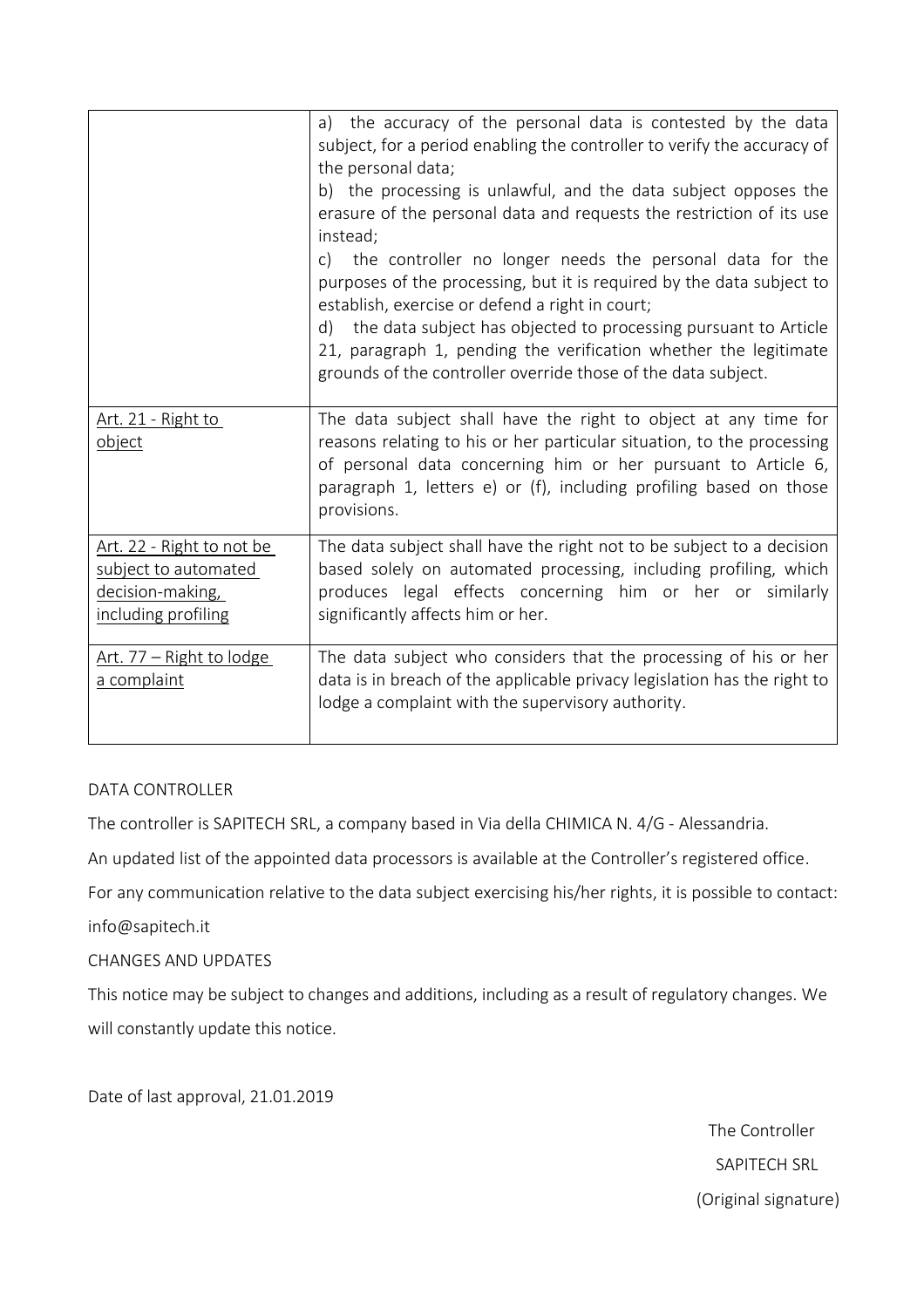| | |
|---|---|
| | a) the accuracy of the personal data is contested by the data subject, for a period enabling the controller to verify the accuracy of the personal data;<br>b) the processing is unlawful, and the data subject opposes the erasure of the personal data and requests the restriction of its use instead;<br>c) the controller no longer needs the personal data for the purposes of the processing, but it is required by the data subject to establish, exercise or defend a right in court;<br>d) the data subject has objected to processing pursuant to Article 21, paragraph 1, pending the verification whether the legitimate grounds of the controller override those of the data subject. |
| Art. 21 - Right to object | The data subject shall have the right to object at any time for reasons relating to his or her particular situation, to the processing of personal data concerning him or her pursuant to Article 6, paragraph 1, letters e) or (f), including profiling based on those provisions. |
| Art. 22 - Right to not be subject to automated decision-making, including profiling | The data subject shall have the right not to be subject to a decision based solely on automated processing, including profiling, which produces legal effects concerning him or her or similarly significantly affects him or her. |
| Art. 77 – Right to lodge a complaint | The data subject who considers that the processing of his or her data is in breach of the applicable privacy legislation has the right to lodge a complaint with the supervisory authority. |

DATA CONTROLLER

The controller is SAPITECH SRL, a company based in Via della CHIMICA N. 4/G - Alessandria.

An updated list of the appointed data processors is available at the Controller's registered office.

For any communication relative to the data subject exercising his/her rights, it is possible to contact: info@sapitech.it

CHANGES AND UPDATES

This notice may be subject to changes and additions, including as a result of regulatory changes. We will constantly update this notice.

Date of last approval, 21.01.2019

The Controller

SAPITECH SRL

(Original signature)